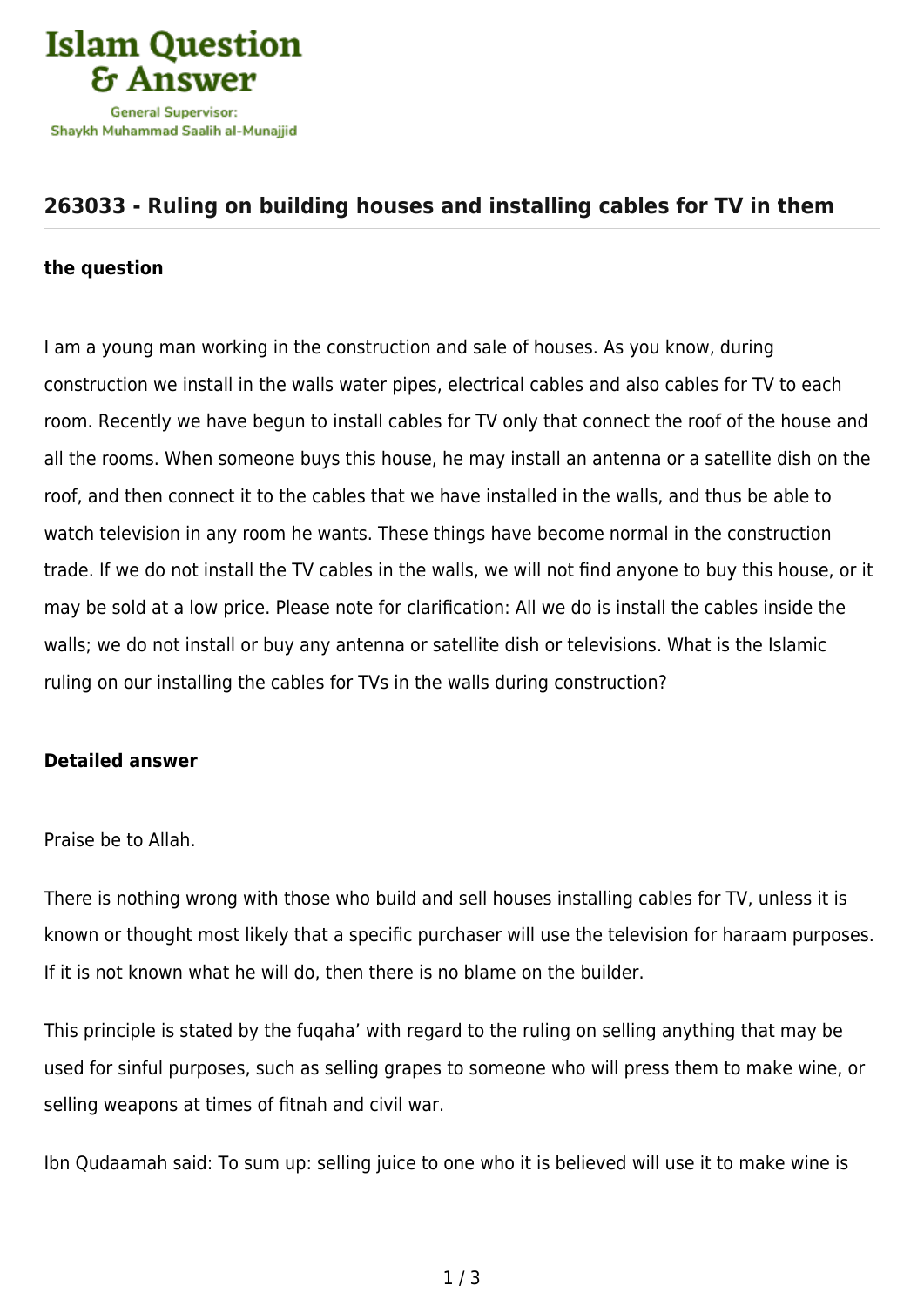Islam Question & Answer

General Supervisor: Shaykh Muhammad Saalih al-Munajjid

## 263033 - Ruling on building houses and installing cables for TV in them

**the question**

I am a young man working in the construction and sale of houses. As you know, during construction we install in the walls water pipes, electrical cables and also cables for TV to each room. Recently we have begun to install cables for TV only that connect the roof of the house and all the rooms. When someone buys this house, he may install an antenna or a satellite dish on the roof, and then connect it to the cables that we have installed in the walls, and thus be able to watch television in any room he wants. These things have become normal in the construction trade. If we do not install the TV cables in the walls, we will not find anyone to buy this house, or it may be sold at a low price. Please note for clarification: All we do is install the cables inside the walls; we do not install or buy any antenna or satellite dish or televisions. What is the Islamic ruling on our installing the cables for TVs in the walls during construction?

**Detailed answer**

Praise be to Allah.

There is nothing wrong with those who build and sell houses installing cables for TV, unless it is known or thought most likely that a specific purchaser will use the television for haraam purposes. If it is not known what he will do, then there is no blame on the builder.

This principle is stated by the fuqaha' with regard to the ruling on selling anything that may be used for sinful purposes, such as selling grapes to someone who will press them to make wine, or selling weapons at times of fitnah and civil war.

Ibn Qudaamah said: To sum up: selling juice to one who it is believed will use it to make wine is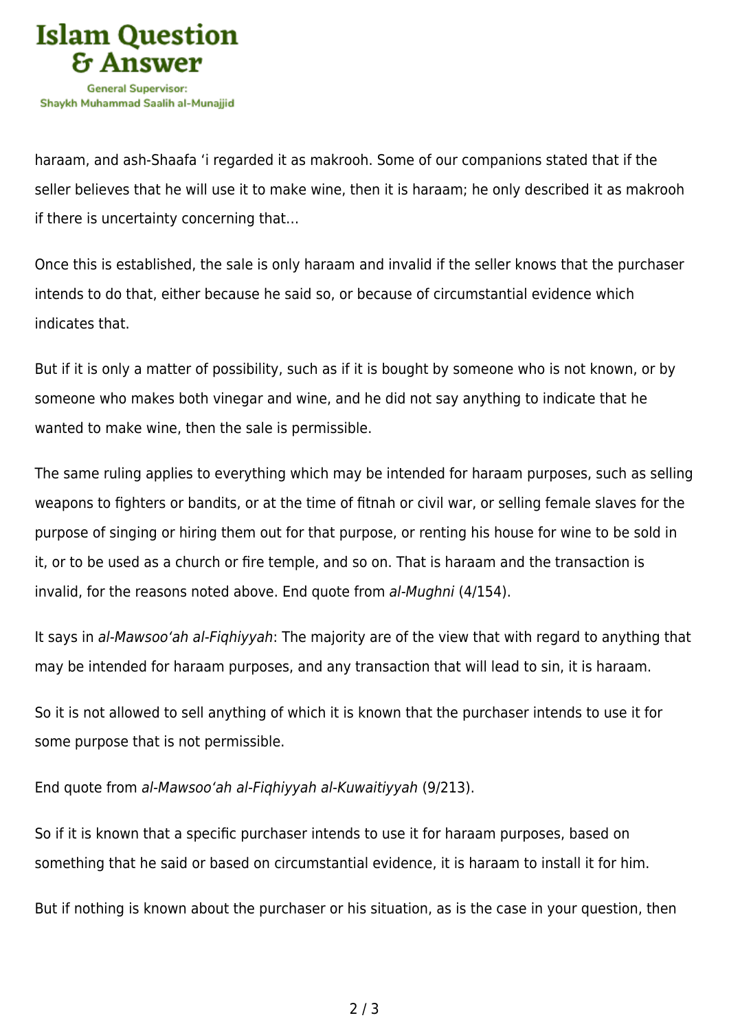haraam, and ash-Shaafa ‘i regarded it as makrooh. Some of our companions stated that if the seller believes that he will use it to make wine, then it is haraam; he only described it as makrooh if there is uncertainty concerning that…

Once this is established, the sale is only haraam and invalid if the seller knows that the purchaser intends to do that, either because he said so, or because of circumstantial evidence which indicates that.

But if it is only a matter of possibility, such as if it is bought by someone who is not known, or by someone who makes both vinegar and wine, and he did not say anything to indicate that he wanted to make wine, then the sale is permissible.

The same ruling applies to everything which may be intended for haraam purposes, such as selling weapons to fighters or bandits, or at the time of fitnah or civil war, or selling female slaves for the purpose of singing or hiring them out for that purpose, or renting his house for wine to be sold in it, or to be used as a church or fire temple, and so on. That is haraam and the transaction is invalid, for the reasons noted above. End quote from *al-Mughni* (4/154).

It says in *al-Mawsoo‘ah al-Fiqhiyyah*: The majority are of the view that with regard to anything that may be intended for haraam purposes, and any transaction that will lead to sin, it is haraam.

So it is not allowed to sell anything of which it is known that the purchaser intends to use it for some purpose that is not permissible.

End quote from *al-Mawsoo‘ah al-Fiqhiyyah al-Kuwaitiyyah* (9/213).

So if it is known that a specific purchaser intends to use it for haraam purposes, based on something that he said or based on circumstantial evidence, it is haraam to install it for him.

But if nothing is known about the purchaser or his situation, as is the case in your question, then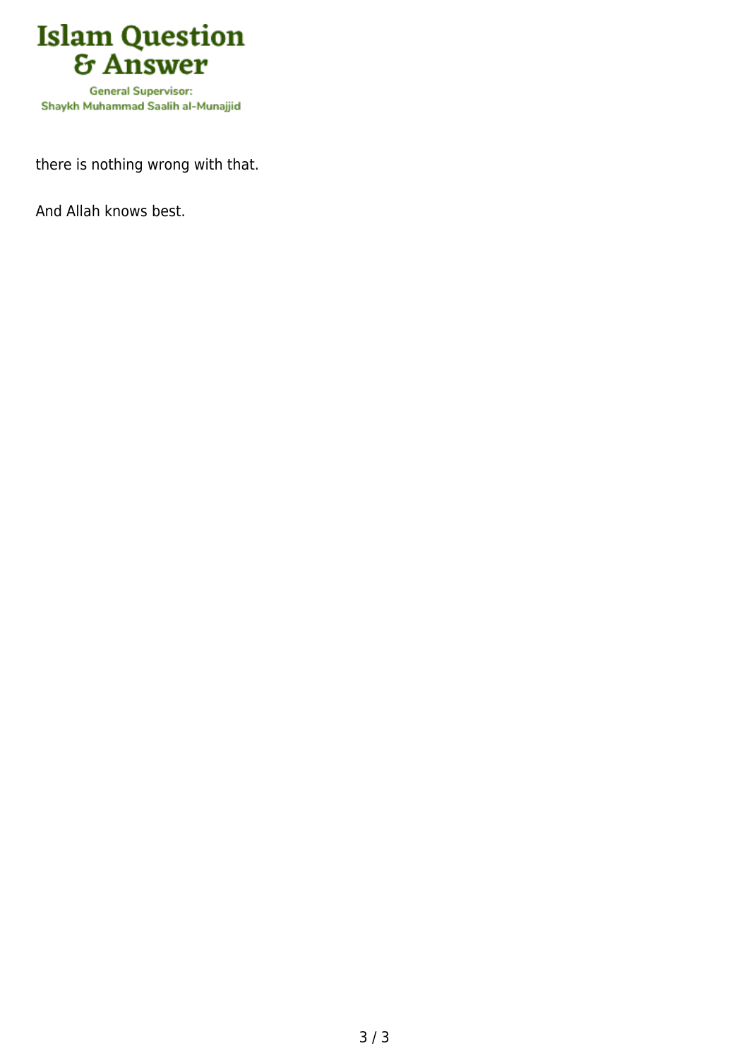there is nothing wrong with that.

And Allah knows best.